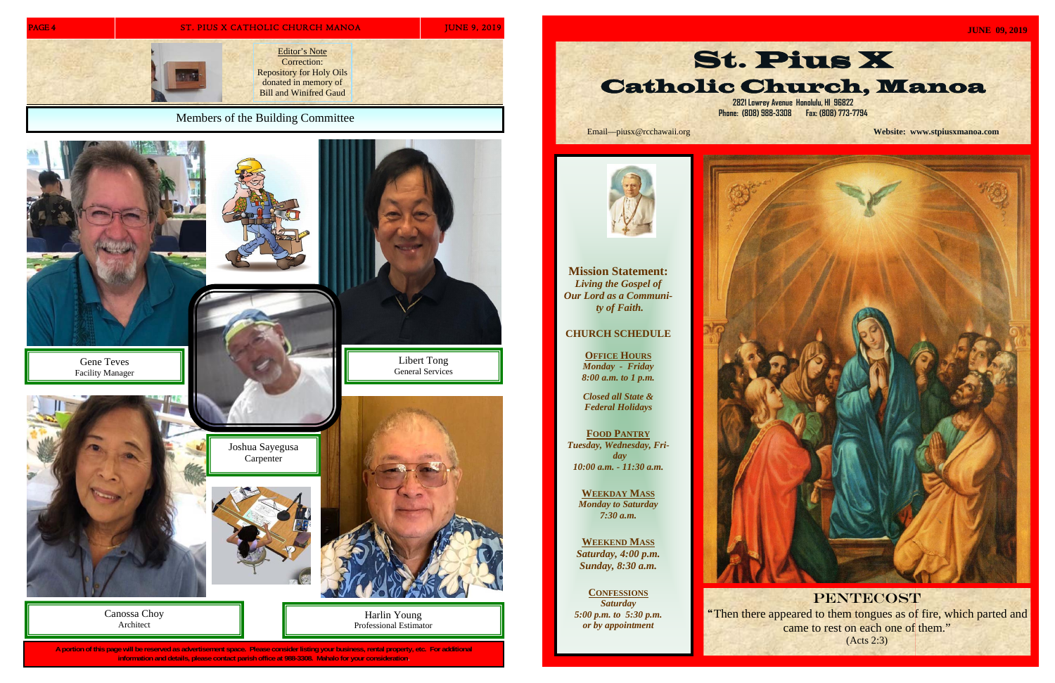Editor's Note

Correction:
Repository for Holy Oils donated in memory of Bill and Winifred Gaud

## Members of the Building Committee

Gene Teves
Facility Manager

Libert Tong
General Services

Joshua Sayegusa
Carpenter

Canossa Choy
Architect

Harlin Young
Professional Estimator

A portion of this page will be reserved as advertisement space. Please consider listing your business, rental property, etc. For additional information and details, please contact parish office at 988-3308. Mahalo for your consideration

JUNE 09, 2019

# St. Pius X Catholic Church, Manoa

2821 Lowrey Avenue Honolulu, HI 96822
Phone: (808) 988-3308 Fax: (808) 773-7794

Email—piusx@rcchawaii.org

Website: www.stpiusxmanoa.com

**Mission Statement:**
***Living the Gospel of Our Lord as a Community of Faith.***

**CHURCH SCHEDULE**

**OFFICE HOURS**
*Monday - Friday*
*8:00 a.m. to 1 p.m.*

*Closed all State & Federal Holidays*

**FOOD PANTRY**
*Tuesday, Wednesday, Friday*
*10:00 a.m. - 11:30 a.m.*

**WEEKDAY MASS**
*Monday to Saturday*
*7:30 a.m.*

**WEEKEND MASS**
*Saturday, 4:00 p.m.*
*Sunday, 8:30 a.m.*

**CONFESSIONS**
*Saturday*
*5:00 p.m. to 5:30 p.m.*
*or by appointment*

## PENTECOST

"Then there appeared to them tongues as of fire, which parted and came to rest on each one of them."
(Acts 2:3)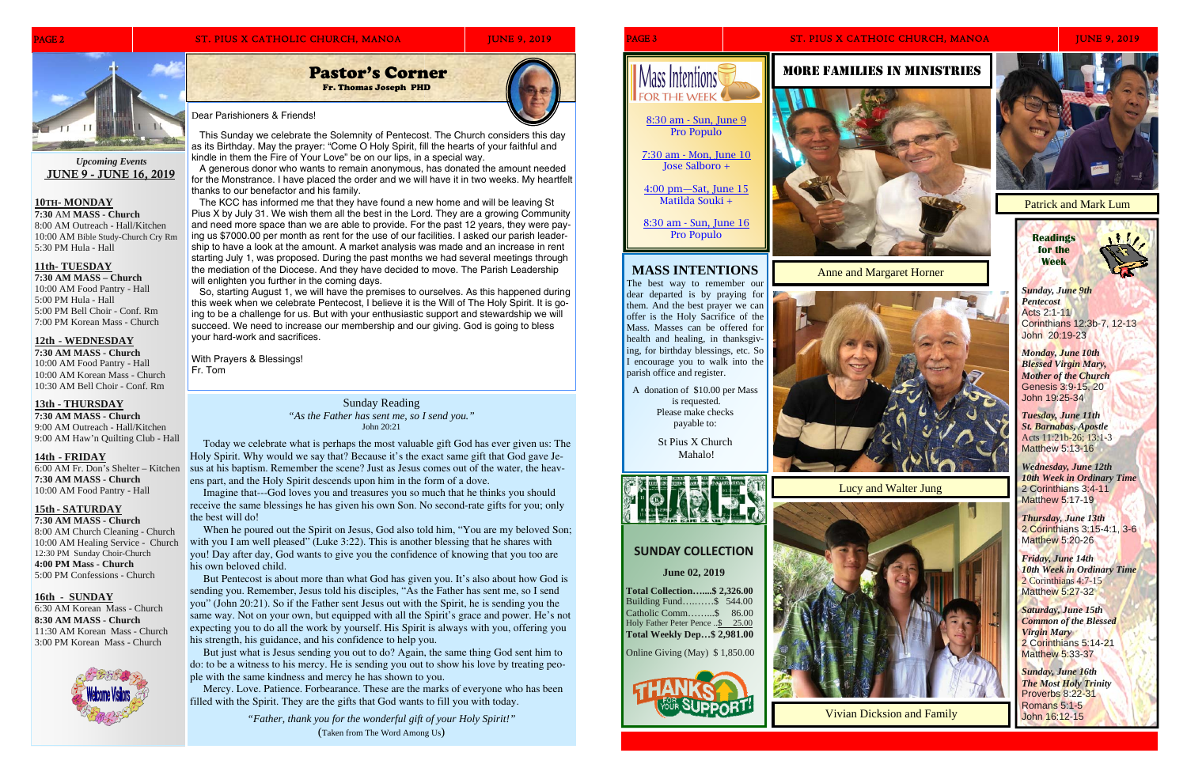*Upcoming Events*

**JUNE 9 - JUNE 16, 2019**

**10TH- MONDAY**
**7:30 AM MASS - Church**
8:00 AM Outreach - Hall/Kitchen
10:00 AM Bible Study-Church Cry Rm
5:30 PM Hula - Hall

**11th- TUESDAY**
**7:30 AM MASS – Church**
10:00 AM Food Pantry - Hall
5:00 PM Hula - Hall
5:00 PM Bell Choir - Conf. Rm
7:00 PM Korean Mass - Church

**12th - WEDNESDAY**
**7:30 AM MASS - Church**
10:00 AM Food Pantry - Hall
10:00 AM Korean Mass - Church
10:30 AM Bell Choir - Conf. Rm

**13th - THURSDAY**
**7:30 AM MASS - Church**
9:00 AM Outreach - Hall/Kitchen
9:00 AM Haw'n Quilting Club - Hall

**14th - FRIDAY**
6:00 AM Fr. Don's Shelter – Kitchen
**7:30 AM MASS - Church**
10:00 AM Food Pantry - Hall

**15th - SATURDAY**
**7:30 AM MASS - Church**
8:00 AM Church Cleaning - Church
10:00 AM Healing Service - Church
12:30 PM Sunday Choir-Church
**4:00 PM Mass - Church**
5:00 PM Confessions - Church

**16th - SUNDAY**
6:30 AM Korean Mass - Church
**8:30 AM MASS - Church**
11:30 AM Korean Mass - Church
3:00 PM Korean Mass - Church

# Pastor's Corner

**Fr. Thomas Joseph PHD**

Dear Parishioners & Friends!

This Sunday we celebrate the Solemnity of Pentecost. The Church considers this day as its Birthday. May the prayer: "Come O Holy Spirit, fill the hearts of your faithful and kindle in them the Fire of Your Love" be on our lips, in a special way.

A generous donor who wants to remain anonymous, has donated the amount needed for the Monstrance. I have placed the order and we will have it in two weeks. My heartfelt thanks to our benefactor and his family.

The KCC has informed me that they have found a new home and will be leaving St Pius X by July 31. We wish them all the best in the Lord. They are a growing Community and need more space than we are able to provide. For the past 12 years, they were paying us $7000.00 per month as rent for the use of our facilities. I asked our parish leadership to have a look at the amount. A market analysis was made and an increase in rent starting July 1, was proposed. During the past months we had several meetings through the mediation of the Diocese. And they have decided to move. The Parish Leadership will enlighten you further in the coming days.

So, starting August 1, we will have the premises to ourselves. As this happened during this week when we celebrate Pentecost, I believe it is the Will of The Holy Spirit. It is going to be a challenge for us. But with your enthusiastic support and stewardship we will succeed. We need to increase our membership and our giving. God is going to bless your hard-work and sacrifices.

With Prayers & Blessings!
Fr. Tom

## Sunday Reading

*"As the Father has sent me, so I send you."*
John 20:21

Today we celebrate what is perhaps the most valuable gift God has ever given us: The Holy Spirit. Why would we say that? Because it's the exact same gift that God gave Jesus at his baptism. Remember the scene? Just as Jesus comes out of the water, the heavens part, and the Holy Spirit descends upon him in the form of a dove.

Imagine that---God loves you and treasures you so much that he thinks you should receive the same blessings he has given his own Son. No second-rate gifts for you; only the best will do!

When he poured out the Spirit on Jesus, God also told him, "You are my beloved Son; with you I am well pleased" (Luke 3:22). This is another blessing that he shares with you! Day after day, God wants to give you the confidence of knowing that you too are his own beloved child.

But Pentecost is about more than what God has given you. It's also about how God is sending you. Remember, Jesus told his disciples, "As the Father has sent me, so I send you" (John 20:21). So if the Father sent Jesus out with the Spirit, he is sending you the same way. Not on your own, but equipped with all the Spirit's grace and power. He's not expecting you to do all the work by yourself. His Spirit is always with you, offering you his strength, his guidance, and his confidence to help you.

But just what is Jesus sending you out to do? Again, the same thing God sent him to do: to be a witness to his mercy. He is sending you out to show his love by treating people with the same kindness and mercy he has shown to you.

Mercy. Love. Patience. Forbearance. These are the marks of everyone who has been filled with the Spirit. They are the gifts that God wants to fill you with today.

*"Father, thank you for the wonderful gift of your Holy Spirit!"*
(Taken from The Word Among Us)

## Mass Intentions for the Week

8:30 am - Sun, June 9
Pro Populo

7:30 am - Mon, June 10
Jose Salboro +

4:00 pm—Sat, June 15
Matilda Souki +

8:30 am - Sun, June 16
Pro Populo

## MASS INTENTIONS

The best way to remember our dear departed is by praying for them. And the best prayer we can offer is the Holy Sacrifice of the Mass. Masses can be offered for health and healing, in thanksgiving, for birthday blessings, etc. So I encourage you to walk into the parish office and register.

A donation of $10.00 per Mass is requested. Please make checks payable to:

St Pius X Church
Mahalo!

## SUNDAY COLLECTION

**June 02, 2019**

| | |
|---|---|
| **Total Collection…….** | **$ 2,326.00** |
| Building Fund………. | $ 544.00 |
| Catholic Comm……… | $ 86.00 |
| Holy Father Peter Pence .. | $ 25.00 |
| **Total Weekly Dep…** | **$ 2,981.00** |

Online Giving (May) $ 1,850.00

THANKS FOR YOUR SUPPORT!

## MORE FAMILIES IN MINISTRIES

Anne and Margaret Horner

Patrick and Mark Lum

Lucy and Walter Jung

Vivian Dicksion and Family

## Readings for the Week

***Sunday, June 9th***
***Pentecost***
Acts 2:1-11
Corinthians 12:3b-7, 12-13
John 20:19-23

***Monday, June 10th***
***Blessed Virgin Mary, Mother of the Church***
Genesis 3:9-15, 20
John 19:25-34

***Tuesday, June 11th***
***St. Barnabas, Apostle***
Acts 11:21b-26; 13:1-3
Matthew 5:13-16

***Wednesday, June 12th***
***10th Week in Ordinary Time***
2 Corinthians 3:4-11
Matthew 5:17-19

***Thursday, June 13th***
2 Corinthians 3:15-4:1, 3-6
Matthew 5:20-26

***Friday, June 14th***
***10th Week in Ordinary Time***
2 Corinthians 4:7-15
Matthew 5:27-32

***Saturday, June 15th***
***Common of the Blessed Virgin Mary***
2 Corinthians 5:14-21
Matthew 5:33-37

***Sunday, June 16th***
***The Most Holy Trinity***
Proverbs 8:22-31
Romans 5:1-5
John 16:12-15